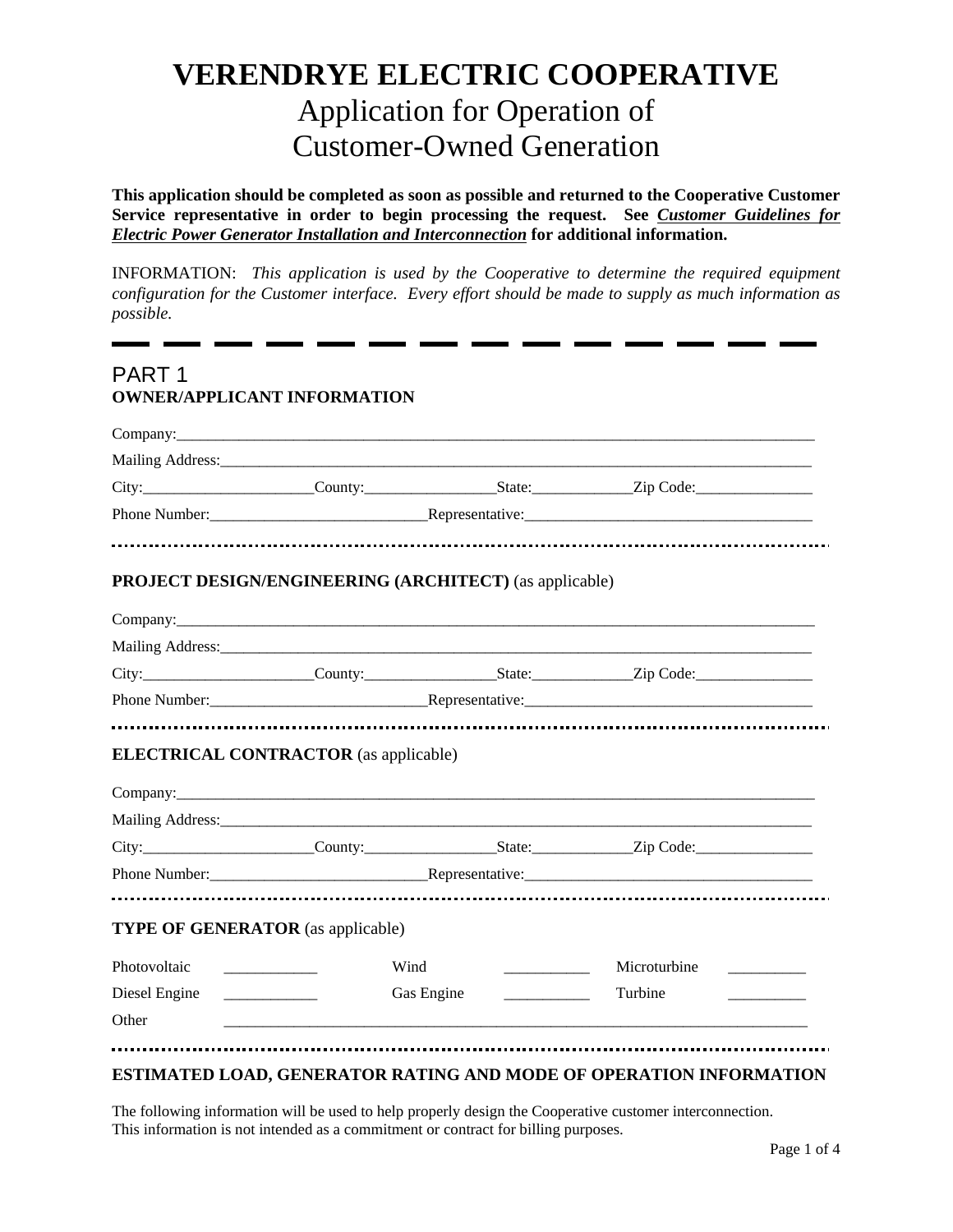# VERENDRYE ELECTRIC COOPERATIVE

## Application for Operation of Customer-Owned Generation

**This application should be completed as soon as possible and returned to the Cooperative Customer Service representative in order to begin processing the request. See *Customer Guidelines for Electric Power Generator Installation and Interconnection* for additional information.**

INFORMATION: *This application is used by the Cooperative to determine the required equipment configuration for the Customer interface. Every effort should be made to supply as much information as possible.*

---

## PART 1

### OWNER/APPLICANT INFORMATION

Company:______________________________________________________________________

Mailing Address:________________________________________________________________

City:_____________________County:________________State:____________Zip Code:______________

Phone Number:___________________________Representative:___________________________________

---

### PROJECT DESIGN/ENGINEERING (ARCHITECT) (as applicable)

Company:______________________________________________________________________

Mailing Address:________________________________________________________________

City:_____________________County:________________State:____________Zip Code:______________

Phone Number:___________________________Representative:___________________________________

---

### ELECTRICAL CONTRACTOR (as applicable)

Company:______________________________________________________________________

Mailing Address:________________________________________________________________

City:_____________________County:________________State:____________Zip Code:______________

Phone Number:___________________________Representative:___________________________________

---

### TYPE OF GENERATOR (as applicable)

| | | | | | |
|---|---|---|---|---|---|
| Photovoltaic | ___________ | Wind | __________ | Microturbine | _________ |
| Diesel Engine | ___________ | Gas Engine | __________ | Turbine | _________ |

Other ____________________________________________________________________________

---

### ESTIMATED LOAD, GENERATOR RATING AND MODE OF OPERATION INFORMATION

The following information will be used to help properly design the Cooperative customer interconnection. This information is not intended as a commitment or contract for billing purposes.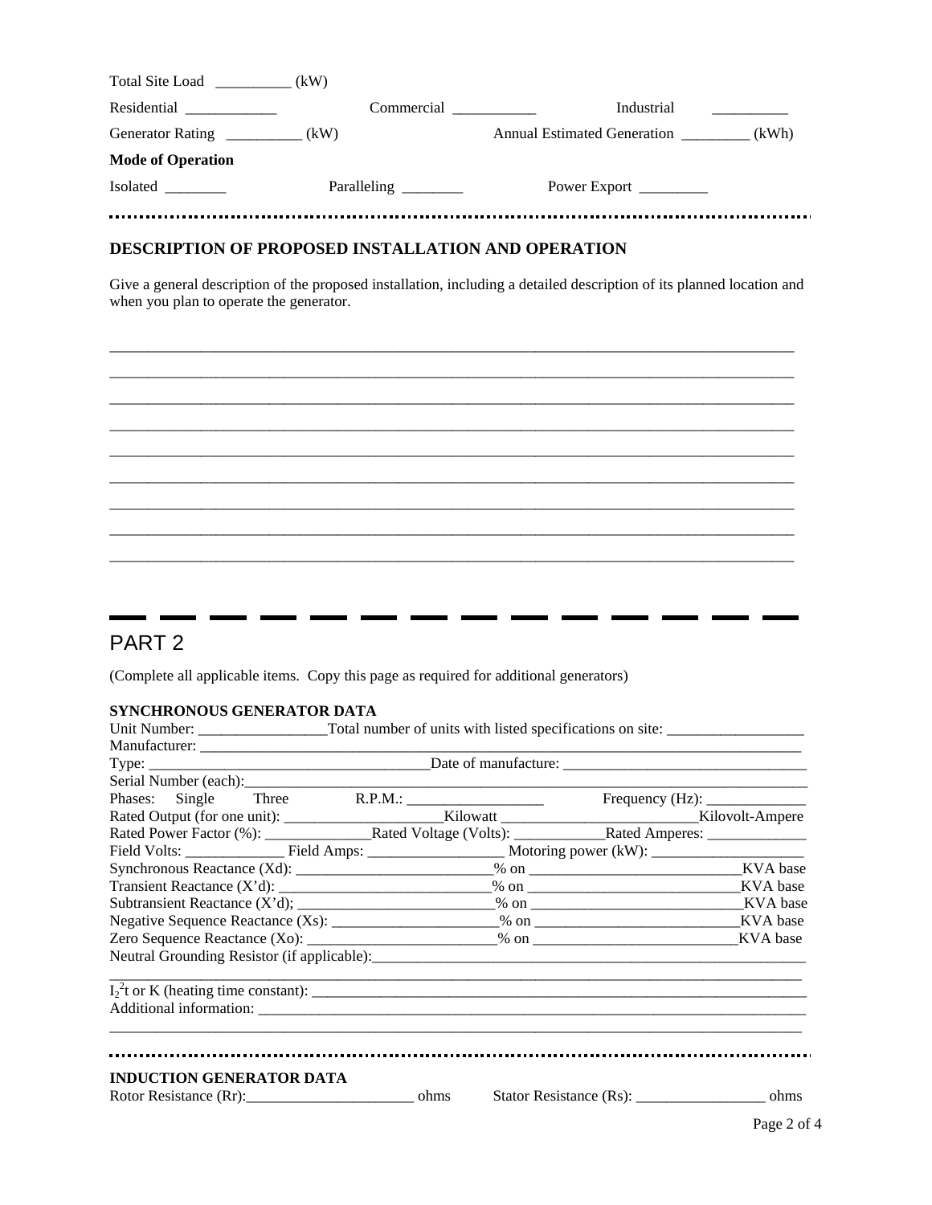Total Site Load __________ (kW)

Residential ____________ Commercial ___________ Industrial __________

Generator Rating __________ (kW) Annual Estimated Generation _________ (kWh)

**Mode of Operation**

Isolated ________ Paralleling ________ Power Export _________

---

### DESCRIPTION OF PROPOSED INSTALLATION AND OPERATION

Give a general description of the proposed installation, including a detailed description of its planned location and when you plan to operate the generator.

_____________________________________________________________________________________

_____________________________________________________________________________________

_____________________________________________________________________________________

_____________________________________________________________________________________

_____________________________________________________________________________________

_____________________________________________________________________________________

_____________________________________________________________________________________

_____________________________________________________________________________________

_____________________________________________________________________________________

---

## PART 2

(Complete all applicable items. Copy this page as required for additional generators)

**SYNCHRONOUS GENERATOR DATA**

Unit Number: ________________Total number of units with listed specifications on site: _________________

Manufacturer: ______________________________________________________________________________

Type: __________________________________Date of manufacture: _______________________________

Serial Number (each):_________________________________________________________________________

Phases: Single Three R.P.M.: _________________ Frequency (Hz): _____________

Rated Output (for one unit): ____________________Kilowatt _________________________Kilovolt-Ampere

Rated Power Factor (%): ______________Rated Voltage (Volts): ____________Rated Amperes: _____________

Field Volts: _____________ Field Amps: __________________ Motoring power (kW): ____________________

Synchronous Reactance (Xd): __________________________% on ____________________________KVA base

Transient Reactance (X'd): ___________________________% on ____________________________KVA base

Subtransient Reactance (X'd); _________________________% on ____________________________KVA base

Negative Sequence Reactance (Xs): ______________________% on ___________________________KVA base

Zero Sequence Reactance (Xo): ________________________% on ___________________________KVA base

Neutral Grounding Resistor (if applicable):_________________________________________________________

_____________________________________________________________________________________

$I_2^2t$ or K (heating time constant): ______________________________________________________________

Additional information: _______________________________________________________________________

_____________________________________________________________________________________

---

**INDUCTION GENERATOR DATA**

Rotor Resistance (Rr):______________________ ohms Stator Resistance (Rs): _________________ ohms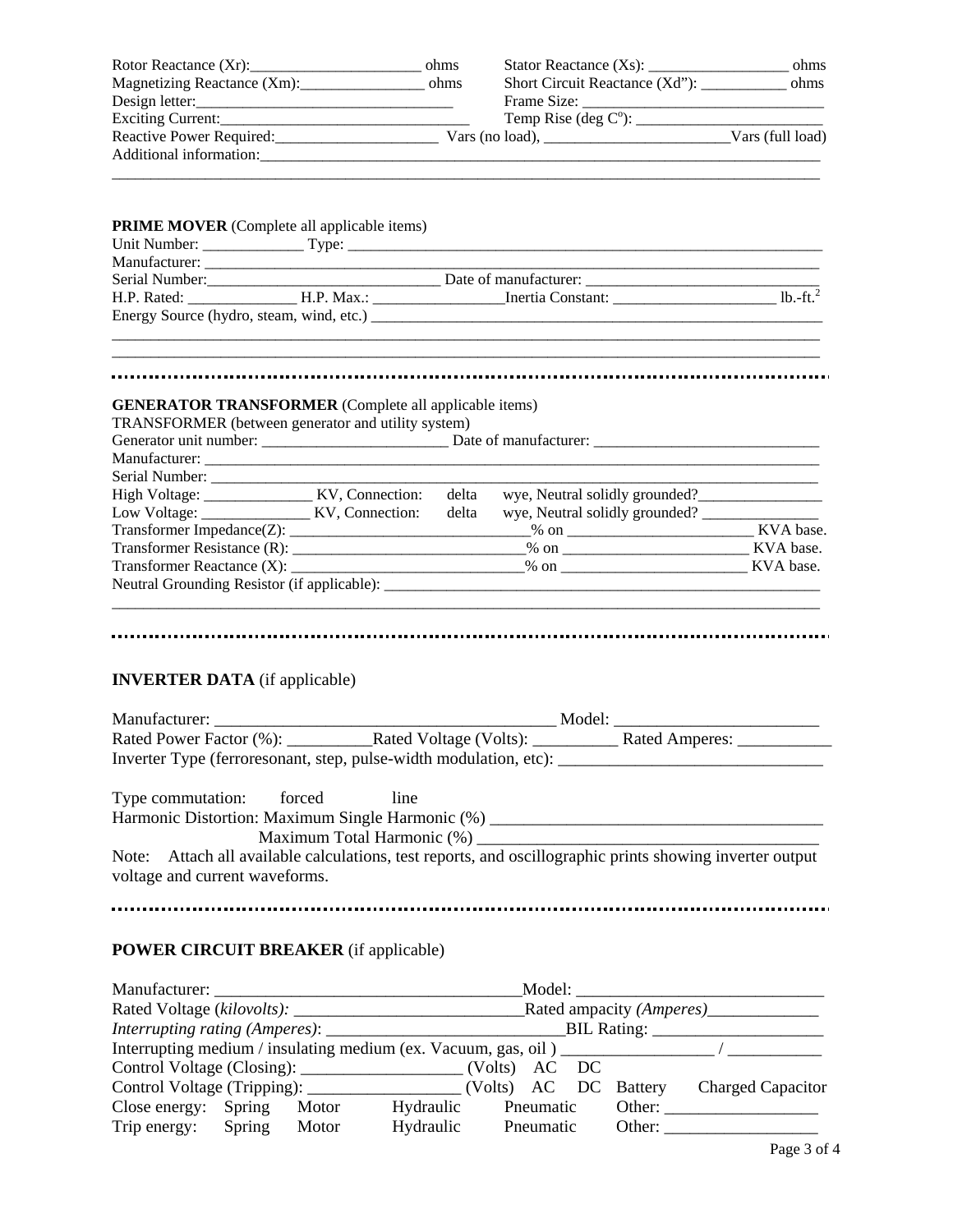Rotor Reactance (Xr):______________________ ohms Stator Reactance (Xs): __________________ ohms
Magnetizing Reactance (Xm):________________ ohms Short Circuit Reactance (Xd"): ___________ ohms
Design letter:__________________________________ Frame Size: _______________________________
Exciting Current:_______________________________ Temp Rise (deg C°): ________________________
Reactive Power Required:_____________________ Vars (no load), _______________________Vars (full load)
Additional information:__________________________________________________________________________
_____________________________________________________________________________________________

**PRIME MOVER** (Complete all applicable items)

Unit Number: _____________ Type: _______________________________________________________________
Manufacturer: ______________________________________________________________________________
Serial Number:______________________________ Date of manufacturer: _____________________________
H.P. Rated: ______________ H.P. Max.: ________________Inertia Constant: _____________________ lb.-ft.$^2$
Energy Source (hydro, steam, wind, etc.) ______________________________________________________
_____________________________________________________________________________________________
_____________________________________________________________________________________________

**GENERATOR TRANSFORMER** (Complete all applicable items)

TRANSFORMER (between generator and utility system)

Generator unit number: ________________________ Date of manufacturer: ___________________________
Manufacturer: ______________________________________________________________________________
Serial Number: ______________________________________________________________________________
High Voltage: ______________ KV, Connection: delta wye, Neutral solidly grounded?________________
Low Voltage: ______________ KV, Connection: delta wye, Neutral solidly grounded? _______________
Transformer Impedance(Z): ______________________________% on ________________________ KVA base.
Transformer Resistance (R): _____________________________% on ________________________ KVA base.
Transformer Reactance (X): ______________________________% on ________________________ KVA base.
Neutral Grounding Resistor (if applicable): _____________________________________________________
_____________________________________________________________________________________________

**INVERTER DATA** (if applicable)

Manufacturer: __________________________________________ Model: ________________________
Rated Power Factor (%): __________Rated Voltage (Volts): __________ Rated Amperes: ___________
Inverter Type (ferroresonant, step, pulse-width modulation, etc): _______________________________

Type commutation: forced line

Harmonic Distortion: Maximum Single Harmonic (%) _______________________________________
Maximum Total Harmonic (%) _________________________________________

Note: Attach all available calculations, test reports, and oscillographic prints showing inverter output voltage and current waveforms.

**POWER CIRCUIT BREAKER** (if applicable)

Manufacturer: ____________________________________Model: _____________________________
Rated Voltage (*kilovolts):* ___________________________Rated ampacity *(Amperes)*_____________
*Interrupting rating (Amperes)*: ____________________________BIL Rating: ____________________
Interrupting medium / insulating medium (ex. Vacuum, gas, oil ) __________________ / ___________
Control Voltage (Closing): ___________________ (Volts) AC DC
Control Voltage (Tripping): __________________ (Volts) AC DC Battery Charged Capacitor
Close energy: Spring Motor Hydraulic Pneumatic Other: __________________
Trip energy: Spring Motor Hydraulic Pneumatic Other: __________________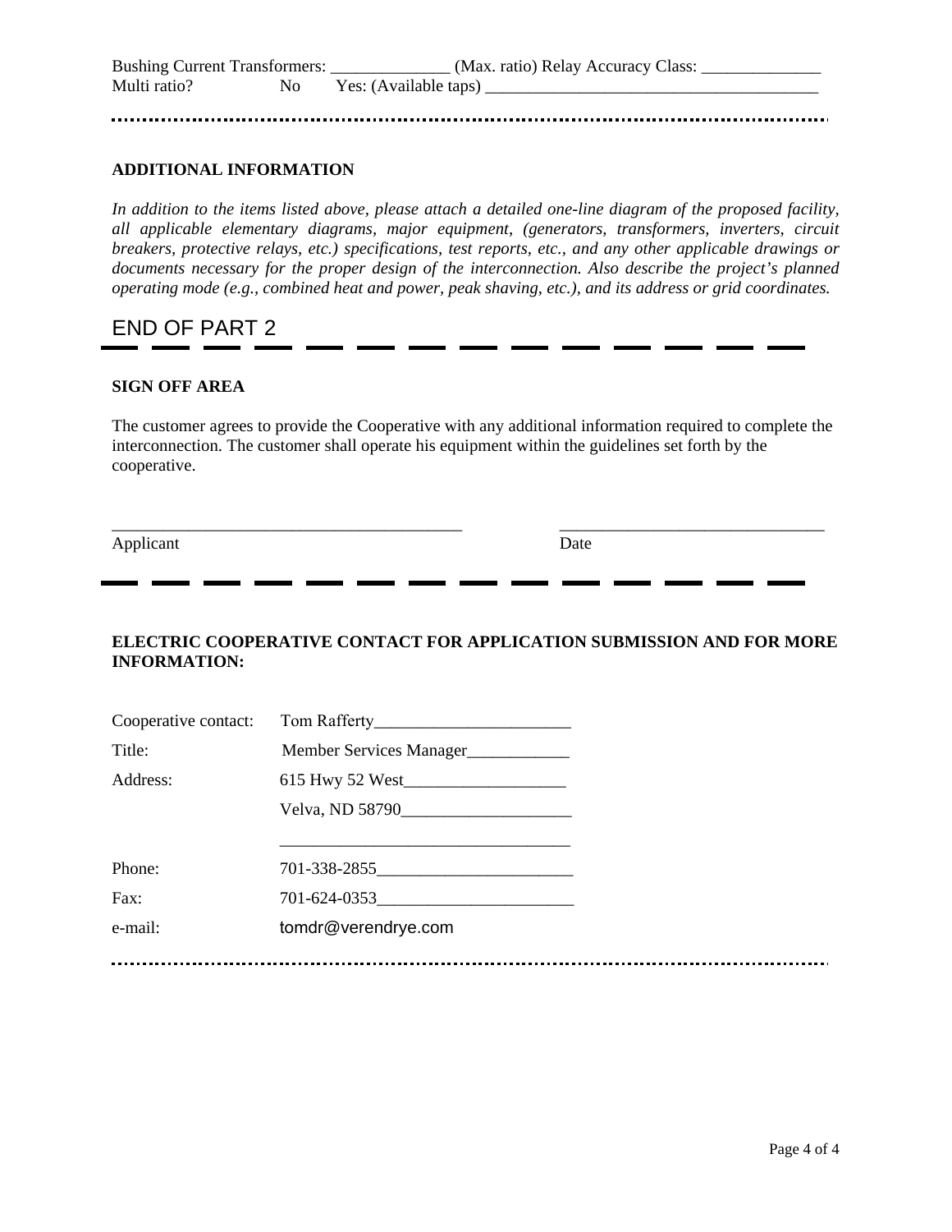Bushing Current Transformers: ______________ (Max. ratio) Relay Accuracy Class: ______________
Multi ratio? No Yes: (Available taps) ________________________________________

## ADDITIONAL INFORMATION

*In addition to the items listed above, please attach a detailed one-line diagram of the proposed facility, all applicable elementary diagrams, major equipment, (generators, transformers, inverters, circuit breakers, protective relays, etc.) specifications, test reports, etc., and any other applicable drawings or documents necessary for the proper design of the interconnection. Also describe the project's planned operating mode (e.g., combined heat and power, peak shaving, etc.), and its address or grid coordinates.*

# END OF PART 2

## SIGN OFF AREA

The customer agrees to provide the Cooperative with any additional information required to complete the interconnection. The customer shall operate his equipment within the guidelines set forth by the cooperative.

__________________________________________ ________________________________
Applicant Date

## ELECTRIC COOPERATIVE CONTACT FOR APPLICATION SUBMISSION AND FOR MORE INFORMATION:

| | |
|---|---|
| Cooperative contact: | Tom Rafferty |
| Title: | Member Services Manager |
| Address: | 615 Hwy 52 West |
| | Velva, ND 58790 |
| | |
| Phone: | 701-338-2855 |
| Fax: | 701-624-0353 |
| e-mail: | tomdr@verendrye.com |